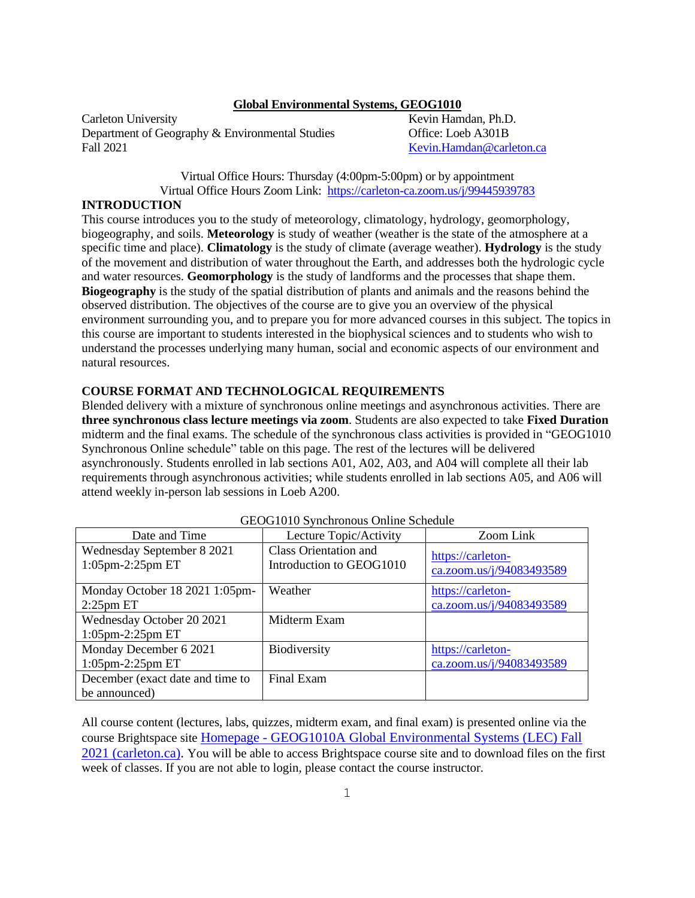# Global Environmental Systems, GEOG1010

Carleton University
Department of Geography & Environmental Studies
Fall 2021

Kevin Hamdan, Ph.D.
Office: Loeb A301B
[Kevin.Hamdan@carleton.ca](mailto:Kevin.Hamdan@carleton.ca)

Virtual Office Hours: Thursday (4:00pm-5:00pm) or by appointment
Virtual Office Hours Zoom Link: [https://carleton-ca.zoom.us/j/99445939783](https://carleton-ca.zoom.us/j/99445939783)

## INTRODUCTION

This course introduces you to the study of meteorology, climatology, hydrology, geomorphology, biogeography, and soils. **Meteorology** is study of weather (weather is the state of the atmosphere at a specific time and place). **Climatology** is the study of climate (average weather). **Hydrology** is the study of the movement and distribution of water throughout the Earth, and addresses both the hydrologic cycle and water resources. **Geomorphology** is the study of landforms and the processes that shape them. **Biogeography** is the study of the spatial distribution of plants and animals and the reasons behind the observed distribution. The objectives of the course are to give you an overview of the physical environment surrounding you, and to prepare you for more advanced courses in this subject. The topics in this course are important to students interested in the biophysical sciences and to students who wish to understand the processes underlying many human, social and economic aspects of our environment and natural resources.

## COURSE FORMAT AND TECHNOLOGICAL REQUIREMENTS

Blended delivery with a mixture of synchronous online meetings and asynchronous activities. There are **three synchronous class lecture meetings via zoom**. Students are also expected to take **Fixed Duration** midterm and the final exams. The schedule of the synchronous class activities is provided in "GEOG1010 Synchronous Online schedule" table on this page. The rest of the lectures will be delivered asynchronously. Students enrolled in lab sections A01, A02, A03, and A04 will complete all their lab requirements through asynchronous activities; while students enrolled in lab sections A05, and A06 will attend weekly in-person lab sessions in Loeb A200.

GEOG1010 Synchronous Online Schedule

| Date and Time | Lecture Topic/Activity | Zoom Link |
|---|---|---|
| Wednesday September 8 2021 1:05pm-2:25pm ET | Class Orientation and Introduction to GEOG1010 | [https://carleton-ca.zoom.us/j/94083493589](https://carleton-ca.zoom.us/j/94083493589) |
| Monday October 18 2021 1:05pm-2:25pm ET | Weather | [https://carleton-ca.zoom.us/j/94083493589](https://carleton-ca.zoom.us/j/94083493589) |
| Wednesday October 20 2021 1:05pm-2:25pm ET | Midterm Exam | |
| Monday December 6 2021 1:05pm-2:25pm ET | Biodiversity | [https://carleton-ca.zoom.us/j/94083493589](https://carleton-ca.zoom.us/j/94083493589) |
| December (exact date and time to be announced) | Final Exam | |

All course content (lectures, labs, quizzes, midterm exam, and final exam) is presented online via the course Brightspace site Homepage - GEOG1010A Global Environmental Systems (LEC) Fall 2021 (carleton.ca). You will be able to access Brightspace course site and to download files on the first week of classes. If you are not able to login, please contact the course instructor.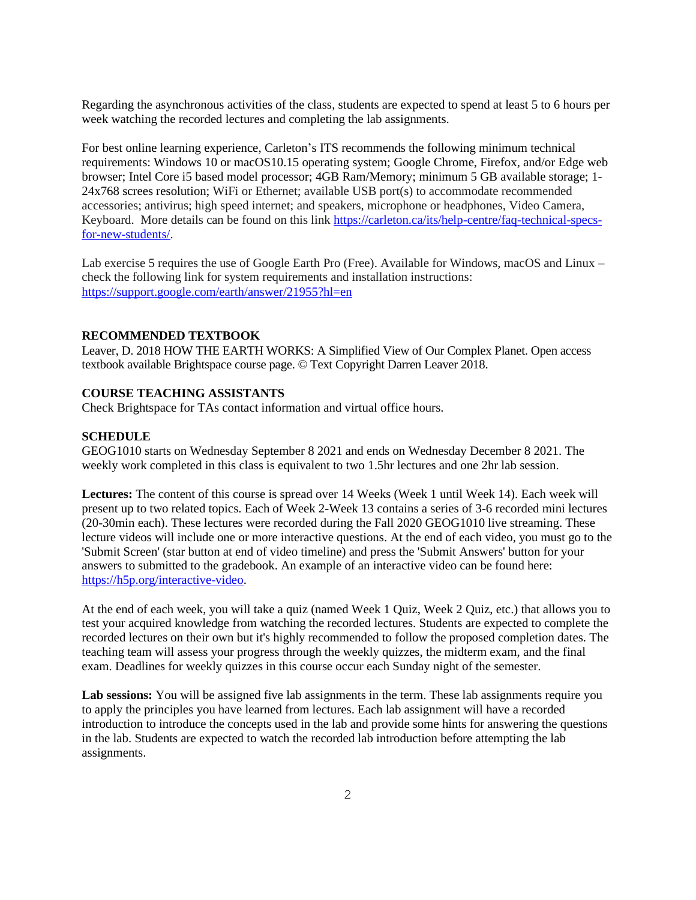Regarding the asynchronous activities of the class, students are expected to spend at least 5 to 6 hours per week watching the recorded lectures and completing the lab assignments.

For best online learning experience, Carleton's ITS recommends the following minimum technical requirements: Windows 10 or macOS10.15 operating system; Google Chrome, Firefox, and/or Edge web browser; Intel Core i5 based model processor; 4GB Ram/Memory; minimum 5 GB available storage; 1-24x768 screes resolution; WiFi or Ethernet; available USB port(s) to accommodate recommended accessories; antivirus; high speed internet; and speakers, microphone or headphones, Video Camera, Keyboard. More details can be found on this link https://carleton.ca/its/help-centre/faq-technical-specs-for-new-students/.

Lab exercise 5 requires the use of Google Earth Pro (Free). Available for Windows, macOS and Linux – check the following link for system requirements and installation instructions: https://support.google.com/earth/answer/21955?hl=en

**RECOMMENDED TEXTBOOK**

Leaver, D. 2018 HOW THE EARTH WORKS: A Simplified View of Our Complex Planet. Open access textbook available Brightspace course page. © Text Copyright Darren Leaver 2018.

**COURSE TEACHING ASSISTANTS**

Check Brightspace for TAs contact information and virtual office hours.

**SCHEDULE**

GEOG1010 starts on Wednesday September 8 2021 and ends on Wednesday December 8 2021. The weekly work completed in this class is equivalent to two 1.5hr lectures and one 2hr lab session.

**Lectures:** The content of this course is spread over 14 Weeks (Week 1 until Week 14). Each week will present up to two related topics. Each of Week 2-Week 13 contains a series of 3-6 recorded mini lectures (20-30min each). These lectures were recorded during the Fall 2020 GEOG1010 live streaming. These lecture videos will include one or more interactive questions. At the end of each video, you must go to the 'Submit Screen' (star button at end of video timeline) and press the 'Submit Answers' button for your answers to submitted to the gradebook. An example of an interactive video can be found here: https://h5p.org/interactive-video.

At the end of each week, you will take a quiz (named Week 1 Quiz, Week 2 Quiz, etc.) that allows you to test your acquired knowledge from watching the recorded lectures. Students are expected to complete the recorded lectures on their own but it's highly recommended to follow the proposed completion dates. The teaching team will assess your progress through the weekly quizzes, the midterm exam, and the final exam. Deadlines for weekly quizzes in this course occur each Sunday night of the semester.

**Lab sessions:** You will be assigned five lab assignments in the term. These lab assignments require you to apply the principles you have learned from lectures. Each lab assignment will have a recorded introduction to introduce the concepts used in the lab and provide some hints for answering the questions in the lab. Students are expected to watch the recorded lab introduction before attempting the lab assignments.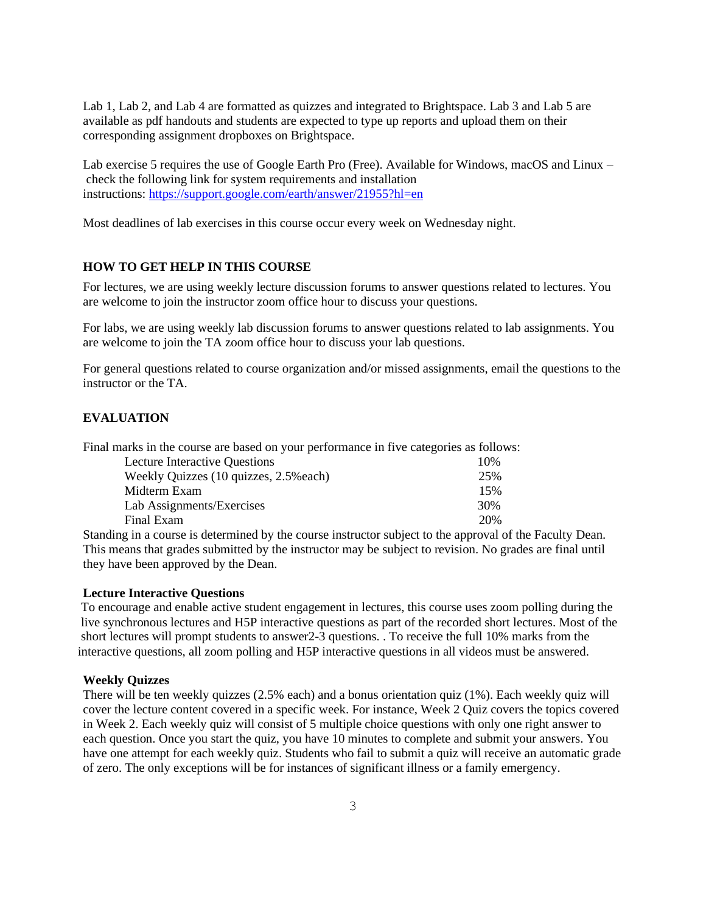Lab 1, Lab 2, and Lab 4 are formatted as quizzes and integrated to Brightspace. Lab 3 and Lab 5 are available as pdf handouts and students are expected to type up reports and upload them on their corresponding assignment dropboxes on Brightspace.

Lab exercise 5 requires the use of Google Earth Pro (Free). Available for Windows, macOS and Linux – check the following link for system requirements and installation instructions: https://support.google.com/earth/answer/21955?hl=en

Most deadlines of lab exercises in this course occur every week on Wednesday night.

## HOW TO GET HELP IN THIS COURSE

For lectures, we are using weekly lecture discussion forums to answer questions related to lectures. You are welcome to join the instructor zoom office hour to discuss your questions.

For labs, we are using weekly lab discussion forums to answer questions related to lab assignments. You are welcome to join the TA zoom office hour to discuss your lab questions.

For general questions related to course organization and/or missed assignments, email the questions to the instructor or the TA.

## EVALUATION

Final marks in the course are based on your performance in five categories as follows:

| Category | Weight |
|---|---|
| Lecture Interactive Questions | 10% |
| Weekly Quizzes (10 quizzes, 2.5%each) | 25% |
| Midterm Exam | 15% |
| Lab Assignments/Exercises | 30% |
| Final Exam | 20% |

Standing in a course is determined by the course instructor subject to the approval of the Faculty Dean. This means that grades submitted by the instructor may be subject to revision. No grades are final until they have been approved by the Dean.

### Lecture Interactive Questions

To encourage and enable active student engagement in lectures, this course uses zoom polling during the live synchronous lectures and H5P interactive questions as part of the recorded short lectures. Most of the short lectures will prompt students to answer2-3 questions. . To receive the full 10% marks from the interactive questions, all zoom polling and H5P interactive questions in all videos must be answered.

### Weekly Quizzes

There will be ten weekly quizzes (2.5% each) and a bonus orientation quiz (1%). Each weekly quiz will cover the lecture content covered in a specific week. For instance, Week 2 Quiz covers the topics covered in Week 2. Each weekly quiz will consist of 5 multiple choice questions with only one right answer to each question. Once you start the quiz, you have 10 minutes to complete and submit your answers. You have one attempt for each weekly quiz. Students who fail to submit a quiz will receive an automatic grade of zero. The only exceptions will be for instances of significant illness or a family emergency.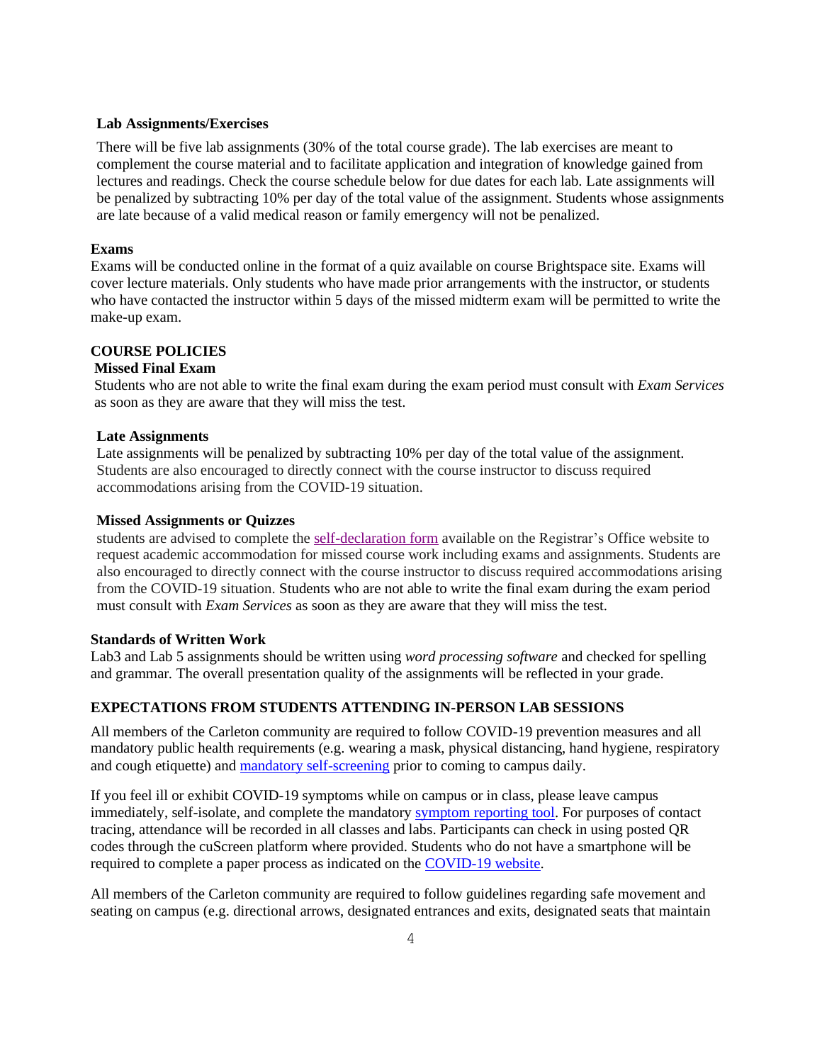**Lab Assignments/Exercises**

There will be five lab assignments (30% of the total course grade). The lab exercises are meant to complement the course material and to facilitate application and integration of knowledge gained from lectures and readings. Check the course schedule below for due dates for each lab. Late assignments will be penalized by subtracting 10% per day of the total value of the assignment. Students whose assignments are late because of a valid medical reason or family emergency will not be penalized.

**Exams**

Exams will be conducted online in the format of a quiz available on course Brightspace site. Exams will cover lecture materials. Only students who have made prior arrangements with the instructor, or students who have contacted the instructor within 5 days of the missed midterm exam will be permitted to write the make-up exam.

**COURSE POLICIES**

**Missed Final Exam**

Students who are not able to write the final exam during the exam period must consult with *Exam Services* as soon as they are aware that they will miss the test.

**Late Assignments**

Late assignments will be penalized by subtracting 10% per day of the total value of the assignment. Students are also encouraged to directly connect with the course instructor to discuss required accommodations arising from the COVID-19 situation.

**Missed Assignments or Quizzes**

students are advised to complete the self-declaration form available on the Registrar's Office website to request academic accommodation for missed course work including exams and assignments. Students are also encouraged to directly connect with the course instructor to discuss required accommodations arising from the COVID-19 situation. Students who are not able to write the final exam during the exam period must consult with *Exam Services* as soon as they are aware that they will miss the test.

**Standards of Written Work**

Lab3 and Lab 5 assignments should be written using *word processing software* and checked for spelling and grammar. The overall presentation quality of the assignments will be reflected in your grade.

**EXPECTATIONS FROM STUDENTS ATTENDING IN-PERSON LAB SESSIONS**

All members of the Carleton community are required to follow COVID-19 prevention measures and all mandatory public health requirements (e.g. wearing a mask, physical distancing, hand hygiene, respiratory and cough etiquette) and mandatory self-screening prior to coming to campus daily.

If you feel ill or exhibit COVID-19 symptoms while on campus or in class, please leave campus immediately, self-isolate, and complete the mandatory symptom reporting tool. For purposes of contact tracing, attendance will be recorded in all classes and labs. Participants can check in using posted QR codes through the cuScreen platform where provided. Students who do not have a smartphone will be required to complete a paper process as indicated on the COVID-19 website.

All members of the Carleton community are required to follow guidelines regarding safe movement and seating on campus (e.g. directional arrows, designated entrances and exits, designated seats that maintain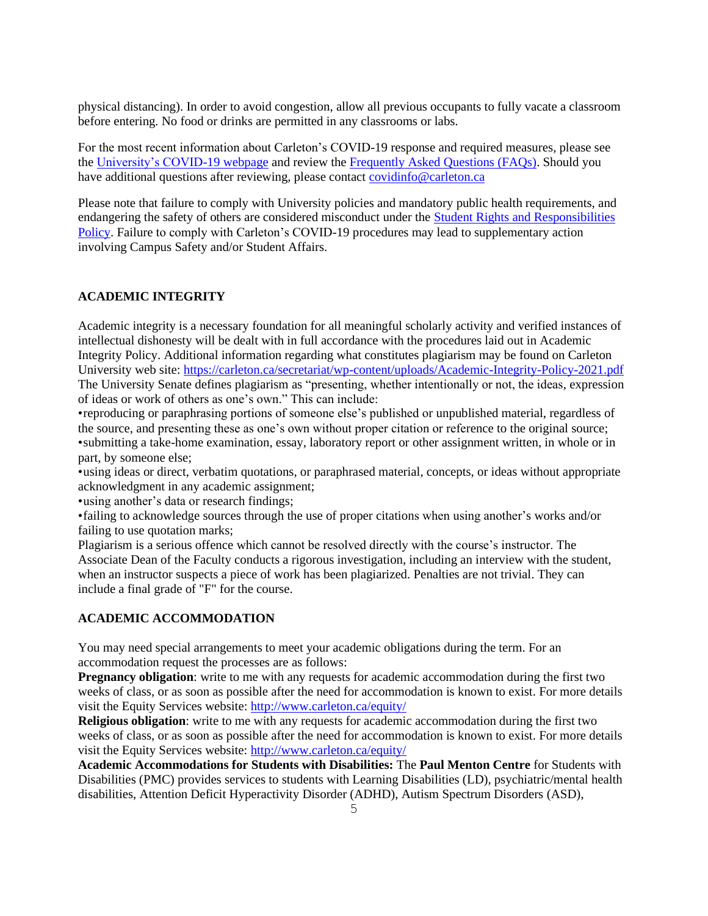physical distancing). In order to avoid congestion, allow all previous occupants to fully vacate a classroom before entering. No food or drinks are permitted in any classrooms or labs.

For the most recent information about Carleton's COVID-19 response and required measures, please see the University's COVID-19 webpage and review the Frequently Asked Questions (FAQs). Should you have additional questions after reviewing, please contact covidinfo@carleton.ca

Please note that failure to comply with University policies and mandatory public health requirements, and endangering the safety of others are considered misconduct under the Student Rights and Responsibilities Policy. Failure to comply with Carleton's COVID-19 procedures may lead to supplementary action involving Campus Safety and/or Student Affairs.

## ACADEMIC INTEGRITY

Academic integrity is a necessary foundation for all meaningful scholarly activity and verified instances of intellectual dishonesty will be dealt with in full accordance with the procedures laid out in Academic Integrity Policy. Additional information regarding what constitutes plagiarism may be found on Carleton University web site: https://carleton.ca/secretariat/wp-content/uploads/Academic-Integrity-Policy-2021.pdf
The University Senate defines plagiarism as "presenting, whether intentionally or not, the ideas, expression of ideas or work of others as one's own." This can include:

- reproducing or paraphrasing portions of someone else's published or unpublished material, regardless of the source, and presenting these as one's own without proper citation or reference to the original source;
- submitting a take-home examination, essay, laboratory report or other assignment written, in whole or in part, by someone else;
- using ideas or direct, verbatim quotations, or paraphrased material, concepts, or ideas without appropriate acknowledgment in any academic assignment;
- using another's data or research findings;
- failing to acknowledge sources through the use of proper citations when using another's works and/or failing to use quotation marks;

Plagiarism is a serious offence which cannot be resolved directly with the course's instructor. The Associate Dean of the Faculty conducts a rigorous investigation, including an interview with the student, when an instructor suspects a piece of work has been plagiarized. Penalties are not trivial. They can include a final grade of "F" for the course.

## ACADEMIC ACCOMMODATION

You may need special arrangements to meet your academic obligations during the term. For an accommodation request the processes are as follows:

**Pregnancy obligation**: write to me with any requests for academic accommodation during the first two weeks of class, or as soon as possible after the need for accommodation is known to exist. For more details visit the Equity Services website: http://www.carleton.ca/equity/

**Religious obligation**: write to me with any requests for academic accommodation during the first two weeks of class, or as soon as possible after the need for accommodation is known to exist. For more details visit the Equity Services website: http://www.carleton.ca/equity/

**Academic Accommodations for Students with Disabilities:** The **Paul Menton Centre** for Students with Disabilities (PMC) provides services to students with Learning Disabilities (LD), psychiatric/mental health disabilities, Attention Deficit Hyperactivity Disorder (ADHD), Autism Spectrum Disorders (ASD),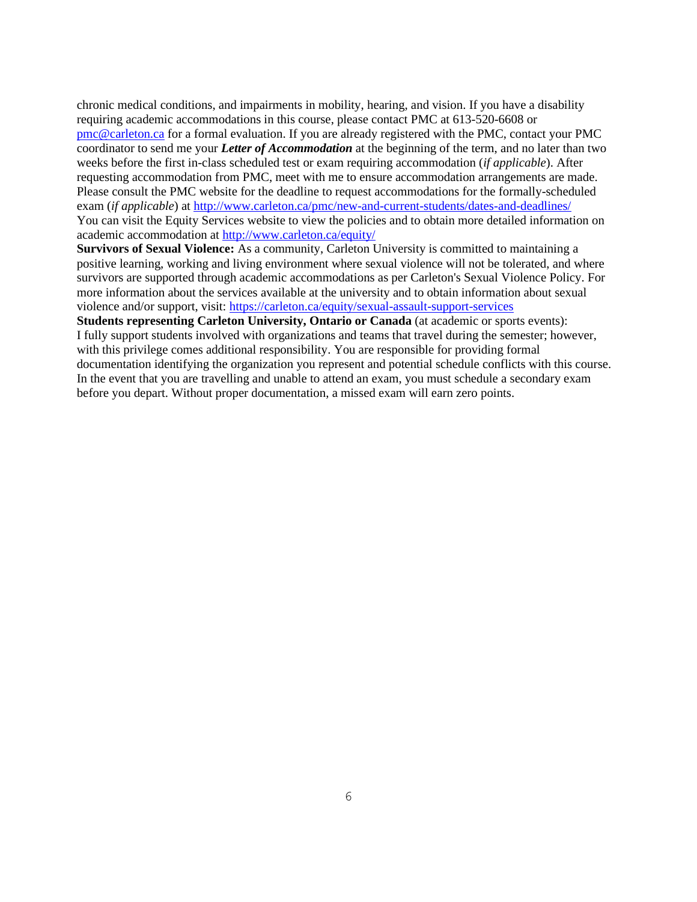chronic medical conditions, and impairments in mobility, hearing, and vision. If you have a disability requiring academic accommodations in this course, please contact PMC at 613-520-6608 or [pmc@carleton.ca](mailto:pmc@carleton.ca) for a formal evaluation. If you are already registered with the PMC, contact your PMC coordinator to send me your ***Letter of Accommodation*** at the beginning of the term, and no later than two weeks before the first in-class scheduled test or exam requiring accommodation (*if applicable*). After requesting accommodation from PMC, meet with me to ensure accommodation arrangements are made. Please consult the PMC website for the deadline to request accommodations for the formally-scheduled exam (*if applicable*) at [http://www.carleton.ca/pmc/new-and-current-students/dates-and-deadlines/](http://www.carleton.ca/pmc/new-and-current-students/dates-and-deadlines/)
You can visit the Equity Services website to view the policies and to obtain more detailed information on academic accommodation at [http://www.carleton.ca/equity/](http://www.carleton.ca/equity/)

**Survivors of Sexual Violence:** As a community, Carleton University is committed to maintaining a positive learning, working and living environment where sexual violence will not be tolerated, and where survivors are supported through academic accommodations as per Carleton's Sexual Violence Policy. For more information about the services available at the university and to obtain information about sexual violence and/or support, visit: [https://carleton.ca/equity/sexual-assault-support-services](https://carleton.ca/equity/sexual-assault-support-services)

**Students representing Carleton University, Ontario or Canada** (at academic or sports events):
I fully support students involved with organizations and teams that travel during the semester; however, with this privilege comes additional responsibility. You are responsible for providing formal documentation identifying the organization you represent and potential schedule conflicts with this course. In the event that you are travelling and unable to attend an exam, you must schedule a secondary exam before you depart. Without proper documentation, a missed exam will earn zero points.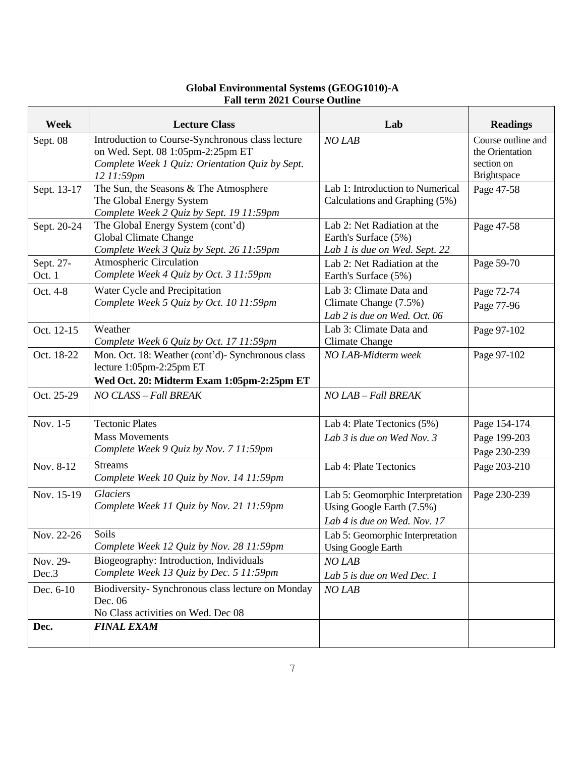**Global Environmental Systems (GEOG1010)-A**
**Fall term 2021 Course Outline**

| Week | Lecture Class | Lab | Readings |
|---|---|---|---|
| Sept. 08 | Introduction to Course-Synchronous class lecture on Wed. Sept. 08 1:05pm-2:25pm ET<br>*Complete Week 1 Quiz: Orientation Quiz by Sept. 12 11:59pm* | *NO LAB* | Course outline and the Orientation section on Brightspace |
| Sept. 13-17 | The Sun, the Seasons & The Atmosphere<br>The Global Energy System<br>*Complete Week 2 Quiz by Sept. 19 11:59pm* | Lab 1: Introduction to Numerical Calculations and Graphing (5%) | Page 47-58 |
| Sept. 20-24 | The Global Energy System (cont'd)<br>Global Climate Change<br>*Complete Week 3 Quiz by Sept. 26 11:59pm* | Lab 2: Net Radiation at the Earth's Surface (5%)<br>*Lab 1 is due on Wed. Sept. 22* | Page 47-58 |
| Sept. 27-Oct. 1 | Atmospheric Circulation<br>*Complete Week 4 Quiz by Oct. 3 11:59pm* | Lab 2: Net Radiation at the Earth's Surface (5%) | Page 59-70 |
| Oct. 4-8 | Water Cycle and Precipitation<br>*Complete Week 5 Quiz by Oct. 10 11:59pm* | Lab 3: Climate Data and Climate Change (7.5%)<br>*Lab 2 is due on Wed. Oct. 06* | Page 72-74<br>Page 77-96 |
| Oct. 12-15 | Weather<br>*Complete Week 6 Quiz by Oct. 17 11:59pm* | Lab 3: Climate Data and Climate Change | Page 97-102 |
| Oct. 18-22 | Mon. Oct. 18: Weather (cont'd)- Synchronous class lecture 1:05pm-2:25pm ET<br>**Wed Oct. 20: Midterm Exam 1:05pm-2:25pm ET** | *NO LAB-Midterm week* | Page 97-102 |
| Oct. 25-29 | *NO CLASS – Fall BREAK* | *NO LAB – Fall BREAK* | |
| Nov. 1-5 | Tectonic Plates<br>Mass Movements<br>*Complete Week 9 Quiz by Nov. 7 11:59pm* | Lab 4: Plate Tectonics (5%)<br>*Lab 3 is due on Wed Nov. 3* | Page 154-174<br>Page 199-203<br>Page 230-239 |
| Nov. 8-12 | Streams<br>*Complete Week 10 Quiz by Nov. 14 11:59pm* | Lab 4: Plate Tectonics | Page 203-210 |
| Nov. 15-19 | *Glaciers*<br>*Complete Week 11 Quiz by Nov. 21 11:59pm* | Lab 5: Geomorphic Interpretation Using Google Earth (7.5%)<br>*Lab 4 is due on Wed. Nov. 17* | Page 230-239 |
| Nov. 22-26 | Soils<br>*Complete Week 12 Quiz by Nov. 28 11:59pm* | Lab 5: Geomorphic Interpretation Using Google Earth | |
| Nov. 29-Dec.3 | Biogeography: Introduction, Individuals<br>*Complete Week 13 Quiz by Dec. 5 11:59pm* | *NO LAB*<br>*Lab 5 is due on Wed Dec. 1* | |
| Dec. 6-10 | Biodiversity- Synchronous class lecture on Monday Dec. 06<br>No Class activities on Wed. Dec 08 | *NO LAB* | |
| **Dec.** | ***FINAL EXAM*** | | |